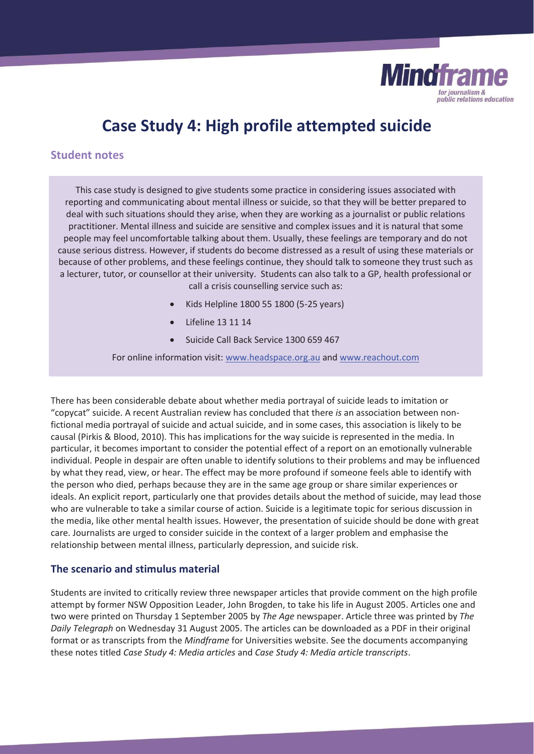Mindframe
for journalism & public relations education

# Case Study 4: High profile attempted suicide

## Student notes

This case study is designed to give students some practice in considering issues associated with reporting and communicating about mental illness or suicide, so that they will be better prepared to deal with such situations should they arise, when they are working as a journalist or public relations practitioner. Mental illness and suicide are sensitive and complex issues and it is natural that some people may feel uncomfortable talking about them. Usually, these feelings are temporary and do not cause serious distress. However, if students do become distressed as a result of using these materials or because of other problems, and these feelings continue, they should talk to someone they trust such as a lecturer, tutor, or counsellor at their university. Students can also talk to a GP, health professional or call a crisis counselling service such as:

- Kids Helpline 1800 55 1800 (5-25 years)
- Lifeline 13 11 14
- Suicide Call Back Service 1300 659 467

For online information visit: [www.headspace.org.au](http://www.headspace.org.au) and [www.reachout.com](http://www.reachout.com)

There has been considerable debate about whether media portrayal of suicide leads to imitation or "copycat" suicide. A recent Australian review has concluded that there *is* an association between non-fictional media portrayal of suicide and actual suicide, and in some cases, this association is likely to be causal (Pirkis & Blood, 2010). This has implications for the way suicide is represented in the media. In particular, it becomes important to consider the potential effect of a report on an emotionally vulnerable individual. People in despair are often unable to identify solutions to their problems and may be influenced by what they read, view, or hear. The effect may be more profound if someone feels able to identify with the person who died, perhaps because they are in the same age group or share similar experiences or ideals. An explicit report, particularly one that provides details about the method of suicide, may lead those who are vulnerable to take a similar course of action. Suicide is a legitimate topic for serious discussion in the media, like other mental health issues. However, the presentation of suicide should be done with great care. Journalists are urged to consider suicide in the context of a larger problem and emphasise the relationship between mental illness, particularly depression, and suicide risk.

### The scenario and stimulus material

Students are invited to critically review three newspaper articles that provide comment on the high profile attempt by former NSW Opposition Leader, John Brogden, to take his life in August 2005. Articles one and two were printed on Thursday 1 September 2005 by *The Age* newspaper. Article three was printed by *The Daily Telegraph* on Wednesday 31 August 2005. The articles can be downloaded as a PDF in their original format or as transcripts from the *Mindframe* for Universities website. See the documents accompanying these notes titled *Case Study 4: Media articles* and *Case Study 4: Media article transcripts*.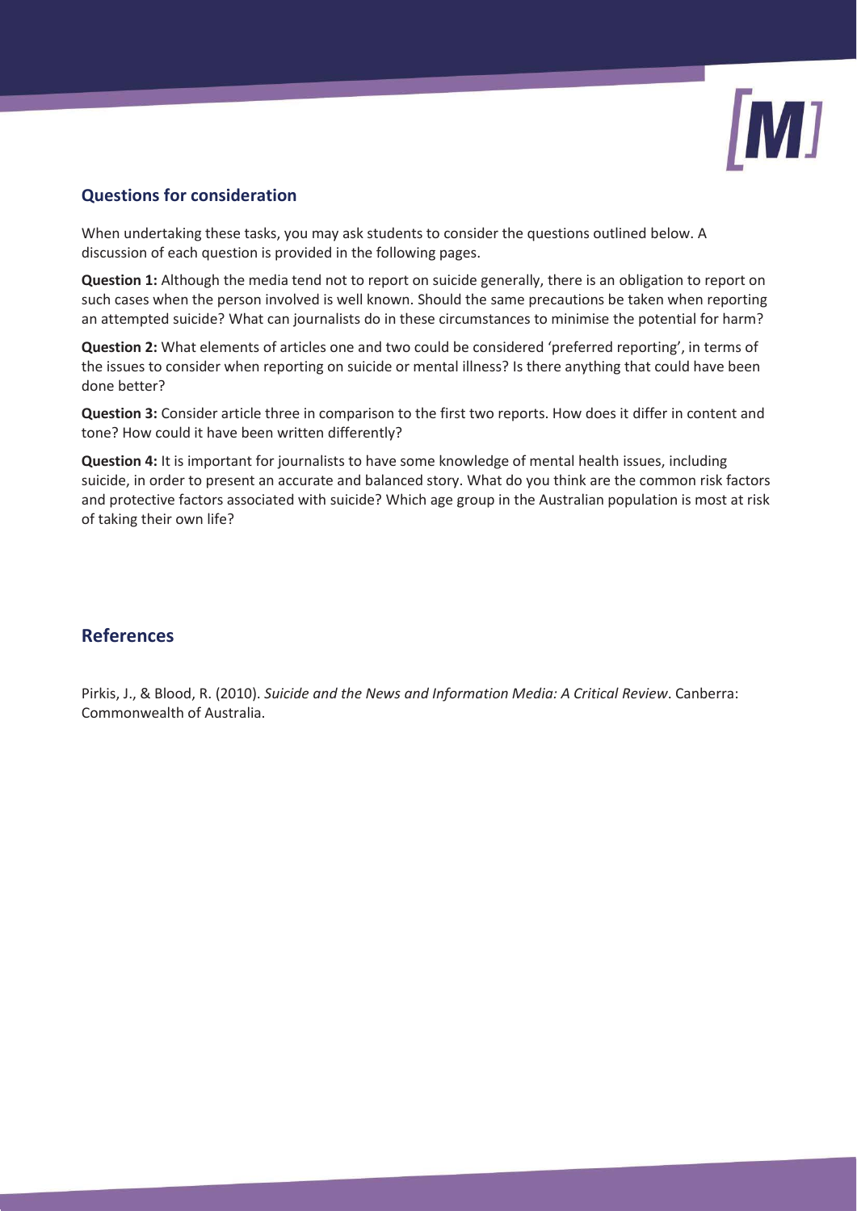## Questions for consideration

When undertaking these tasks, you may ask students to consider the questions outlined below. A discussion of each question is provided in the following pages.

**Question 1:** Although the media tend not to report on suicide generally, there is an obligation to report on such cases when the person involved is well known. Should the same precautions be taken when reporting an attempted suicide? What can journalists do in these circumstances to minimise the potential for harm?

**Question 2:** What elements of articles one and two could be considered 'preferred reporting', in terms of the issues to consider when reporting on suicide or mental illness? Is there anything that could have been done better?

**Question 3:** Consider article three in comparison to the first two reports. How does it differ in content and tone? How could it have been written differently?

**Question 4:** It is important for journalists to have some knowledge of mental health issues, including suicide, in order to present an accurate and balanced story. What do you think are the common risk factors and protective factors associated with suicide? Which age group in the Australian population is most at risk of taking their own life?

## References

Pirkis, J., & Blood, R. (2010). *Suicide and the News and Information Media: A Critical Review*. Canberra: Commonwealth of Australia.